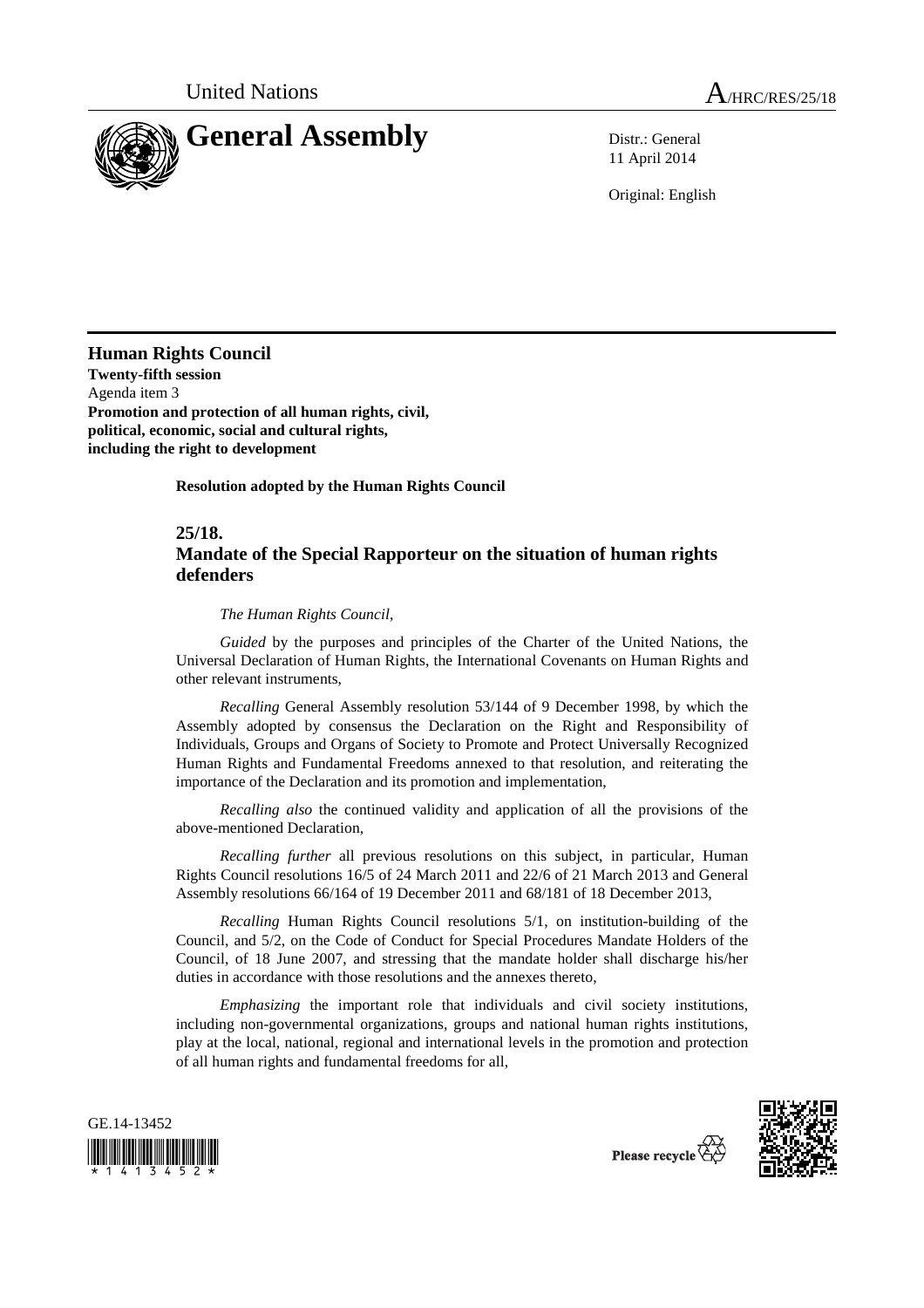United Nations

# General Assembly

A/HRC/RES/25/18

Distr.: General
11 April 2014

Original: English

## Human Rights Council

**Twenty-fifth session**
Agenda item 3
**Promotion and protection of all human rights, civil, political, economic, social and cultural rights, including the right to development**

**Resolution adopted by the Human Rights Council**

### 25/18. Mandate of the Special Rapporteur on the situation of human rights defenders

*The Human Rights Council*,

*Guided* by the purposes and principles of the Charter of the United Nations, the Universal Declaration of Human Rights, the International Covenants on Human Rights and other relevant instruments,

*Recalling* General Assembly resolution 53/144 of 9 December 1998, by which the Assembly adopted by consensus the Declaration on the Right and Responsibility of Individuals, Groups and Organs of Society to Promote and Protect Universally Recognized Human Rights and Fundamental Freedoms annexed to that resolution, and reiterating the importance of the Declaration and its promotion and implementation,

*Recalling also* the continued validity and application of all the provisions of the above-mentioned Declaration,

*Recalling further* all previous resolutions on this subject, in particular, Human Rights Council resolutions 16/5 of 24 March 2011 and 22/6 of 21 March 2013 and General Assembly resolutions 66/164 of 19 December 2011 and 68/181 of 18 December 2013,

*Recalling* Human Rights Council resolutions 5/1, on institution-building of the Council, and 5/2, on the Code of Conduct for Special Procedures Mandate Holders of the Council, of 18 June 2007, and stressing that the mandate holder shall discharge his/her duties in accordance with those resolutions and the annexes thereto,

*Emphasizing* the important role that individuals and civil society institutions, including non-governmental organizations, groups and national human rights institutions, play at the local, national, regional and international levels in the promotion and protection of all human rights and fundamental freedoms for all,

GE.14-13452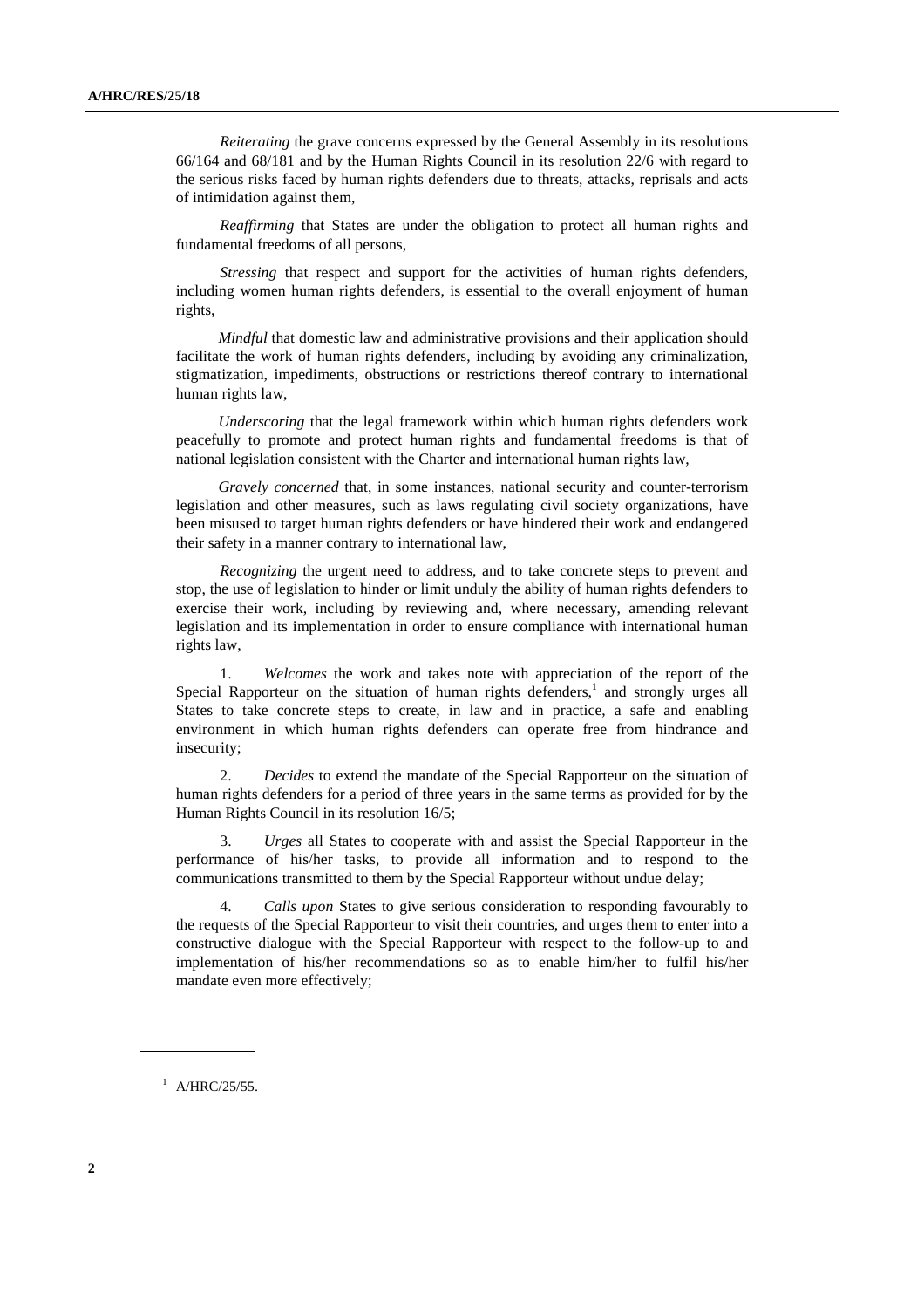*Reiterating* the grave concerns expressed by the General Assembly in its resolutions 66/164 and 68/181 and by the Human Rights Council in its resolution 22/6 with regard to the serious risks faced by human rights defenders due to threats, attacks, reprisals and acts of intimidation against them,

*Reaffirming* that States are under the obligation to protect all human rights and fundamental freedoms of all persons,

*Stressing* that respect and support for the activities of human rights defenders, including women human rights defenders, is essential to the overall enjoyment of human rights,

*Mindful* that domestic law and administrative provisions and their application should facilitate the work of human rights defenders, including by avoiding any criminalization, stigmatization, impediments, obstructions or restrictions thereof contrary to international human rights law,

*Underscoring* that the legal framework within which human rights defenders work peacefully to promote and protect human rights and fundamental freedoms is that of national legislation consistent with the Charter and international human rights law,

*Gravely concerned* that, in some instances, national security and counter-terrorism legislation and other measures, such as laws regulating civil society organizations, have been misused to target human rights defenders or have hindered their work and endangered their safety in a manner contrary to international law,

*Recognizing* the urgent need to address, and to take concrete steps to prevent and stop, the use of legislation to hinder or limit unduly the ability of human rights defenders to exercise their work, including by reviewing and, where necessary, amending relevant legislation and its implementation in order to ensure compliance with international human rights law,

1. *Welcomes* the work and takes note with appreciation of the report of the Special Rapporteur on the situation of human rights defenders,[1] and strongly urges all States to take concrete steps to create, in law and in practice, a safe and enabling environment in which human rights defenders can operate free from hindrance and insecurity;

2. *Decides* to extend the mandate of the Special Rapporteur on the situation of human rights defenders for a period of three years in the same terms as provided for by the Human Rights Council in its resolution 16/5;

3. *Urges* all States to cooperate with and assist the Special Rapporteur in the performance of his/her tasks, to provide all information and to respond to the communications transmitted to them by the Special Rapporteur without undue delay;

4. *Calls upon* States to give serious consideration to responding favourably to the requests of the Special Rapporteur to visit their countries, and urges them to enter into a constructive dialogue with the Special Rapporteur with respect to the follow-up to and implementation of his/her recommendations so as to enable him/her to fulfil his/her mandate even more effectively;

---

[1] A/HRC/25/55.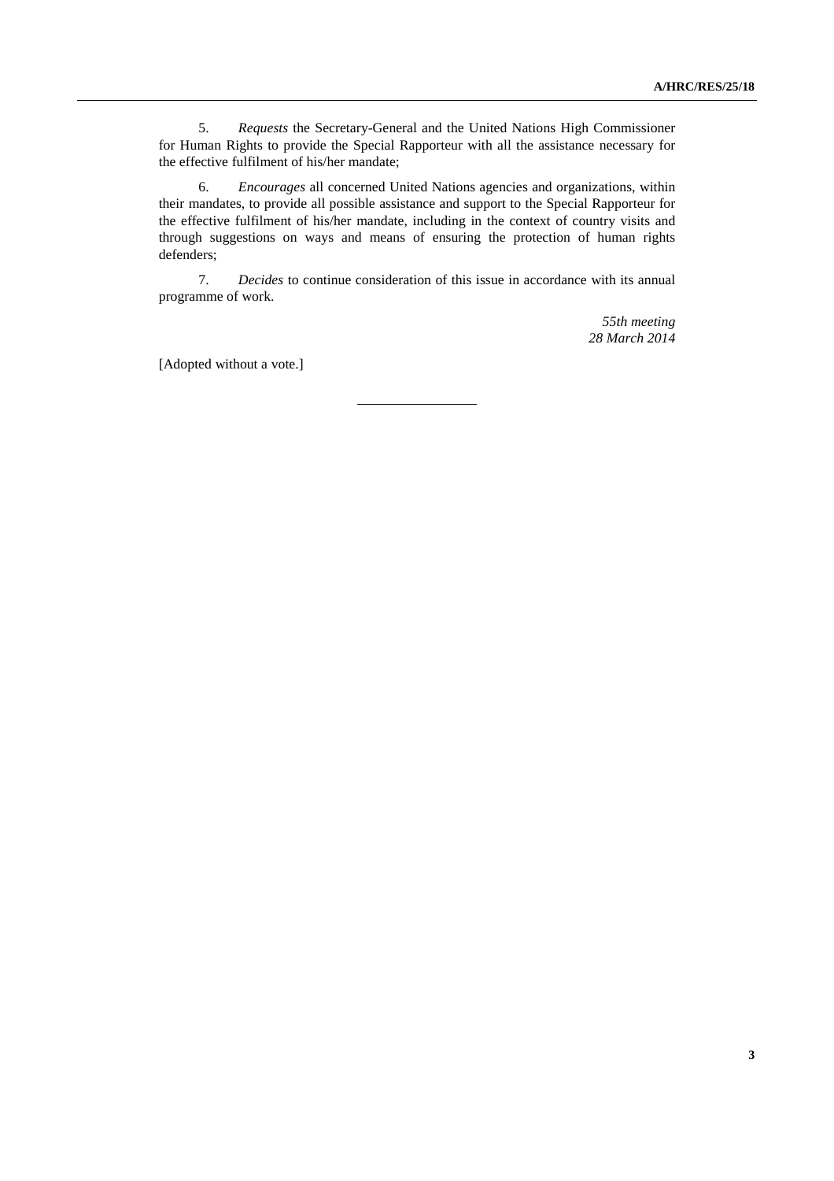5. *Requests* the Secretary-General and the United Nations High Commissioner for Human Rights to provide the Special Rapporteur with all the assistance necessary for the effective fulfilment of his/her mandate;

6. *Encourages* all concerned United Nations agencies and organizations, within their mandates, to provide all possible assistance and support to the Special Rapporteur for the effective fulfilment of his/her mandate, including in the context of country visits and through suggestions on ways and means of ensuring the protection of human rights defenders;

7. *Decides* to continue consideration of this issue in accordance with its annual programme of work.

*55th meeting*
*28 March 2014*

[Adopted without a vote.]